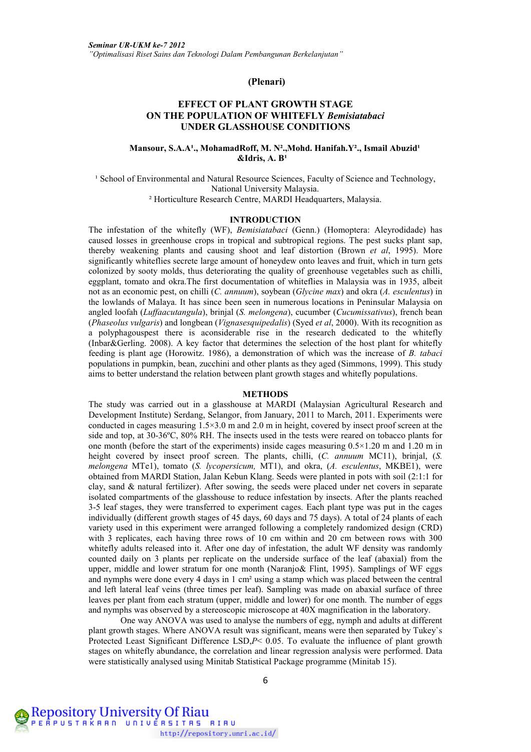(Plenari)

# EFFECT OF PLANT GROWTH STAGE ON THE POPULATION OF WHITEFLY *Bemisiatabaci* UNDER GLASSHOUSE CONDITIONS

**Mansour, S.A.A[1]., MohamadRoff, M. N[2].,Mohd. Hanifah.Y[2]., Ismail Abuzid[1] &Idris, A. B[1]**

[1] School of Environmental and Natural Resource Sciences, Faculty of Science and Technology, National University Malaysia.
[2] Horticulture Research Centre, MARDI Headquarters, Malaysia.

## INTRODUCTION

The infestation of the whitefly (WF), *Bemisiatabaci* (Genn.) (Homoptera: Aleyrodidade) has caused losses in greenhouse crops in tropical and subtropical regions. The pest sucks plant sap, thereby weakening plants and causing shoot and leaf distortion (Brown *et al*, 1995). More significantly whiteflies secrete large amount of honeydew onto leaves and fruit, which in turn gets colonized by sooty molds, thus deteriorating the quality of greenhouse vegetables such as chilli, eggplant, tomato and okra.The first documentation of whiteflies in Malaysia was in 1935, albeit not as an economic pest, on chilli (*C. annuum*), soybean (*Glycine max*) and okra (*A. esculentus*) in the lowlands of Malaya. It has since been seen in numerous locations in Peninsular Malaysia on angled loofah (*Luffaacutangula*), brinjal (*S. melongena*), cucumber (*Cucumissativus*), french bean (*Phaseolus vulgaris*) and longbean (*Vignasesquipedalis*) (Syed *et al*, 2000). With its recognition as a polyphaguspest there is aconsiderable rise in the research dedicated to the whitefly (Inbar&Gerling. 2008). A key factor that determines the selection of the host plant for whitefly feeding is plant age (Horowitz. 1986), a demonstration of which was the increase of *B. tabaci* populations in pumpkin, bean, zucchini and other plants as they aged (Simmons, 1999). This study aims to better understand the relation between plant growth stages and whitefly populations.

## METHODS

The study was carried out in a glasshouse at MARDI (Malaysian Agricultural Research and Development Institute) Serdang, Selangor, from January, 2011 to March, 2011. Experiments were conducted in cages measuring 1.5×3.0 m and 2.0 m in height, covered by insect proof screen at the side and top, at 30-36ºC, 80% RH. The insects used in the tests were reared on tobacco plants for one month (before the start of the experiments) inside cages measuring 0.5×1.20 m and 1.20 m in height covered by insect proof screen. The plants, chilli, (*C. annuum* MC11), brinjal, (*S. melongena* MTe1), tomato (*S. lycopersicum,* MT1), and okra, (*A. esculentus*, MKBE1), were obtained from MARDI Station, Jalan Kebun Klang. Seeds were planted in pots with soil (2:1:1 for clay, sand & natural fertilizer). After sowing, the seeds were placed under net covers in separate isolated compartments of the glasshouse to reduce infestation by insects. After the plants reached 3-5 leaf stages, they were transferred to experiment cages. Each plant type was put in the cages individually (different growth stages of 45 days, 60 days and 75 days). A total of 24 plants of each variety used in this experiment were arranged following a completely randomized design (CRD) with 3 replicates, each having three rows of 10 cm within and 20 cm between rows with 300 whitefly adults released into it. After one day of infestation, the adult WF density was randomly counted daily on 3 plants per replicate on the underside surface of the leaf (abaxial) from the upper, middle and lower stratum for one month (Naranjo& Flint, 1995). Samplings of WF eggs and nymphs were done every 4 days in 1 cm² using a stamp which was placed between the central and left lateral leaf veins (three times per leaf). Sampling was made on abaxial surface of three leaves per plant from each stratum (upper, middle and lower) for one month. The number of eggs and nymphs was observed by a stereoscopic microscope at 40X magnification in the laboratory.

One way ANOVA was used to analyse the numbers of egg, nymph and adults at different plant growth stages. Where ANOVA result was significant, means were then separated by Tukey`s Protected Least Significant Difference LSD,$P< 0.05$. To evaluate the influence of plant growth stages on whitefly abundance, the correlation and linear regression analysis were performed. Data were statistically analysed using Minitab Statistical Package programme (Minitab 15).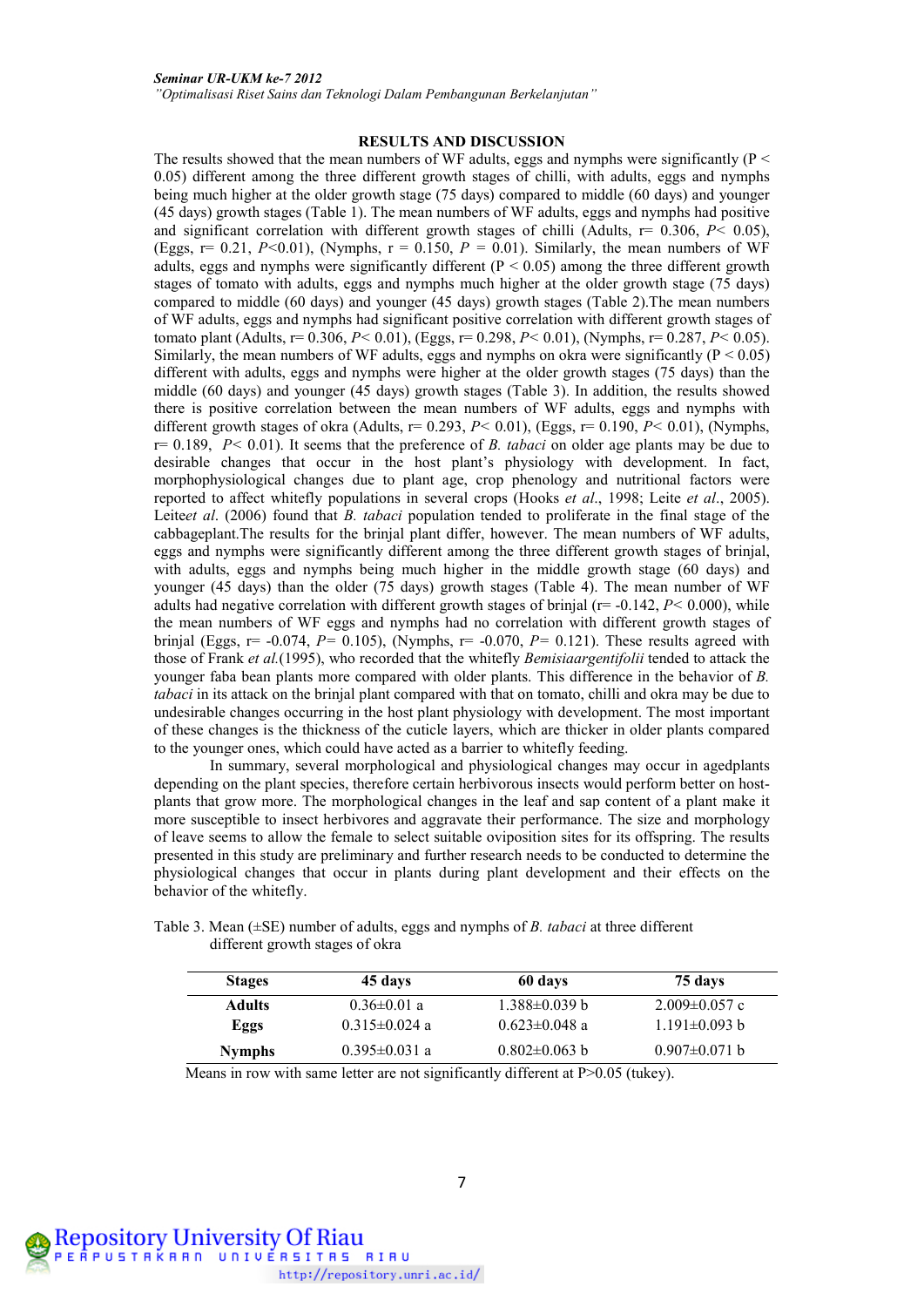## RESULTS AND DISCUSSION

The results showed that the mean numbers of WF adults, eggs and nymphs were significantly ($P < 0.05$) different among the three different growth stages of chilli, with adults, eggs and nymphs being much higher at the older growth stage (75 days) compared to middle (60 days) and younger (45 days) growth stages (Table 1). The mean numbers of WF adults, eggs and nymphs had positive and significant correlation with different growth stages of chilli (Adults, r= 0.306, $P$< 0.05), (Eggs, r= 0.21, $P$<0.01), (Nymphs, r = 0.150, $P$ = 0.01). Similarly, the mean numbers of WF adults, eggs and nymphs were significantly different ($P < 0.05$) among the three different growth stages of tomato with adults, eggs and nymphs much higher at the older growth stage (75 days) compared to middle (60 days) and younger (45 days) growth stages (Table 2).The mean numbers of WF adults, eggs and nymphs had significant positive correlation with different growth stages of tomato plant (Adults, r= 0.306, $P$< 0.01), (Eggs, r= 0.298, $P$< 0.01), (Nymphs, r= 0.287, $P$< 0.05). Similarly, the mean numbers of WF adults, eggs and nymphs on okra were significantly ($P < 0.05$) different with adults, eggs and nymphs were higher at the older growth stages (75 days) than the middle (60 days) and younger (45 days) growth stages (Table 3). In addition, the results showed there is positive correlation between the mean numbers of WF adults, eggs and nymphs with different growth stages of okra (Adults, r= 0.293, $P$< 0.01), (Eggs, r= 0.190, $P$< 0.01), (Nymphs, r= 0.189, $P$< 0.01). It seems that the preference of *B. tabaci* on older age plants may be due to desirable changes that occur in the host plant's physiology with development. In fact, morphophysiological changes due to plant age, crop phenology and nutritional factors were reported to affect whitefly populations in several crops (Hooks *et al*., 1998; Leite *et al*., 2005). Leite*et al*. (2006) found that *B. tabaci* population tended to proliferate in the final stage of the cabbageplant.The results for the brinjal plant differ, however. The mean numbers of WF adults, eggs and nymphs were significantly different among the three different growth stages of brinjal, with adults, eggs and nymphs being much higher in the middle growth stage (60 days) and younger (45 days) than the older (75 days) growth stages (Table 4). The mean number of WF adults had negative correlation with different growth stages of brinjal (r= -0.142, $P$< 0.000), while the mean numbers of WF eggs and nymphs had no correlation with different growth stages of brinjal (Eggs, r= -0.074, $P$= 0.105), (Nymphs, r= -0.070, $P$= 0.121). These results agreed with those of Frank *et al.*(1995), who recorded that the whitefly *Bemisiaargentifolii* tended to attack the younger faba bean plants more compared with older plants. This difference in the behavior of *B. tabaci* in its attack on the brinjal plant compared with that on tomato, chilli and okra may be due to undesirable changes occurring in the host plant physiology with development. The most important of these changes is the thickness of the cuticle layers, which are thicker in older plants compared to the younger ones, which could have acted as a barrier to whitefly feeding.

In summary, several morphological and physiological changes may occur in agedplants depending on the plant species, therefore certain herbivorous insects would perform better on host-plants that grow more. The morphological changes in the leaf and sap content of a plant make it more susceptible to insect herbivores and aggravate their performance. The size and morphology of leave seems to allow the female to select suitable oviposition sites for its offspring. The results presented in this study are preliminary and further research needs to be conducted to determine the physiological changes that occur in plants during plant development and their effects on the behavior of the whitefly.

Table 3. Mean (±SE) number of adults, eggs and nymphs of *B. tabaci* at three different different growth stages of okra

| Stages | 45 days | 60 days | 75 days |
|---|---|---|---|
| **Adults** | 0.36±0.01 a | 1.388±0.039 b | 2.009±0.057 c |
| **Eggs** | 0.315±0.024 a | 0.623±0.048 a | 1.191±0.093 b |
| **Nymphs** | 0.395±0.031 a | 0.802±0.063 b | 0.907±0.071 b |

Means in row with same letter are not significantly different at P>0.05 (tukey).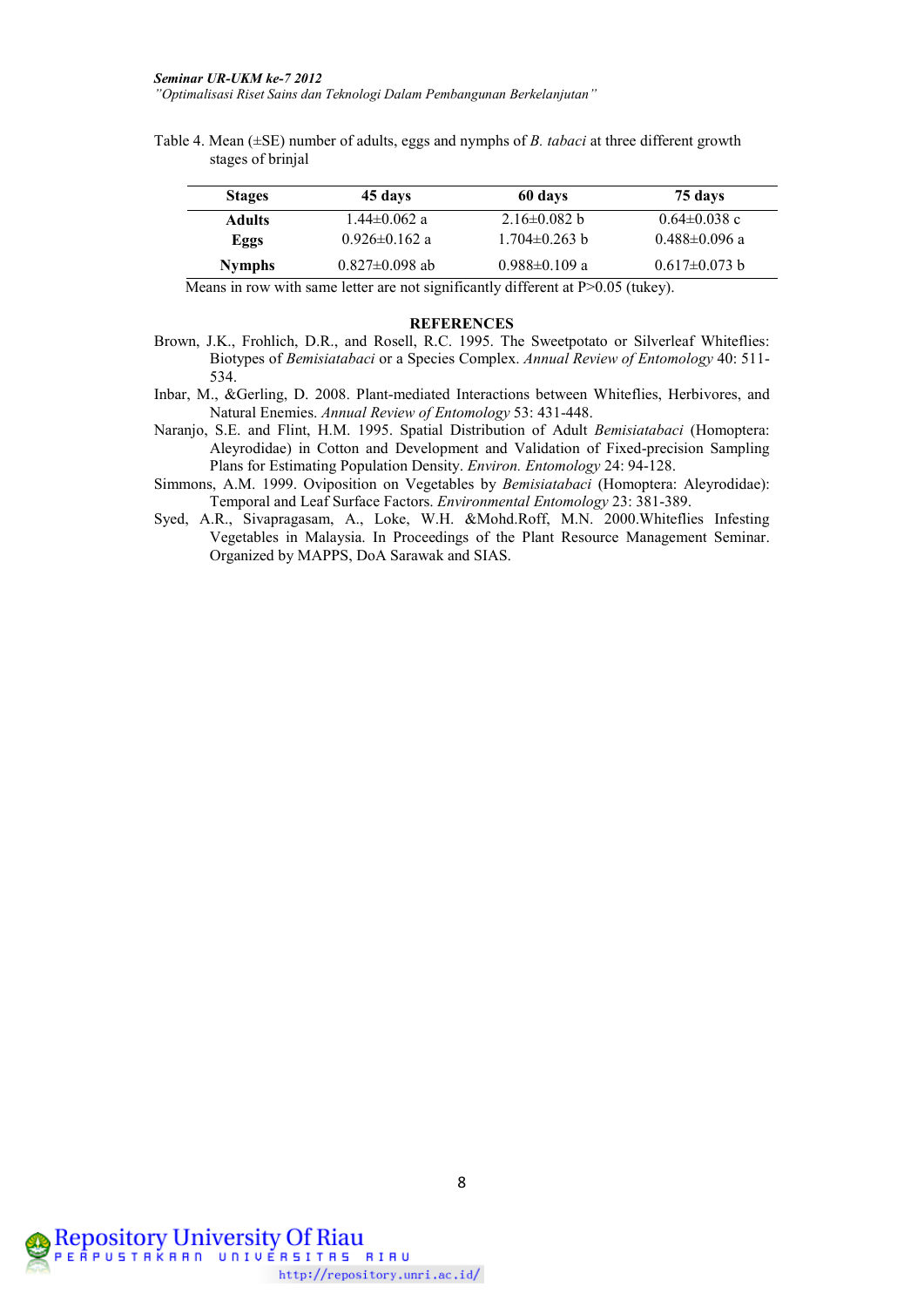Table 4. Mean (±SE) number of adults, eggs and nymphs of *B. tabaci* at three different growth stages of brinjal

| Stages | 45 days | 60 days | 75 days |
|---|---|---|---|
| **Adults** | 1.44±0.062 a | 2.16±0.082 b | 0.64±0.038 c |
| **Eggs** | 0.926±0.162 a | 1.704±0.263 b | 0.488±0.096 a |
| **Nymphs** | 0.827±0.098 ab | 0.988±0.109 a | 0.617±0.073 b |

Means in row with same letter are not significantly different at P>0.05 (tukey).

## REFERENCES

Brown, J.K., Frohlich, D.R., and Rosell, R.C. 1995. The Sweetpotato or Silverleaf Whiteflies: Biotypes of *Bemisiatabaci* or a Species Complex. *Annual Review of Entomology* 40: 511-534.

Inbar, M., &Gerling, D. 2008. Plant-mediated Interactions between Whiteflies, Herbivores, and Natural Enemies. *Annual Review of Entomology* 53: 431-448.

Naranjo, S.E. and Flint, H.M. 1995. Spatial Distribution of Adult *Bemisiatabaci* (Homoptera: Aleyrodidae) in Cotton and Development and Validation of Fixed-precision Sampling Plans for Estimating Population Density. *Environ. Entomology* 24: 94-128.

Simmons, A.M. 1999. Oviposition on Vegetables by *Bemisiatabaci* (Homoptera: Aleyrodidae): Temporal and Leaf Surface Factors. *Environmental Entomology* 23: 381-389.

Syed, A.R., Sivapragasam, A., Loke, W.H. &Mohd.Roff, M.N. 2000.Whiteflies Infesting Vegetables in Malaysia. In Proceedings of the Plant Resource Management Seminar. Organized by MAPPS, DoA Sarawak and SIAS.